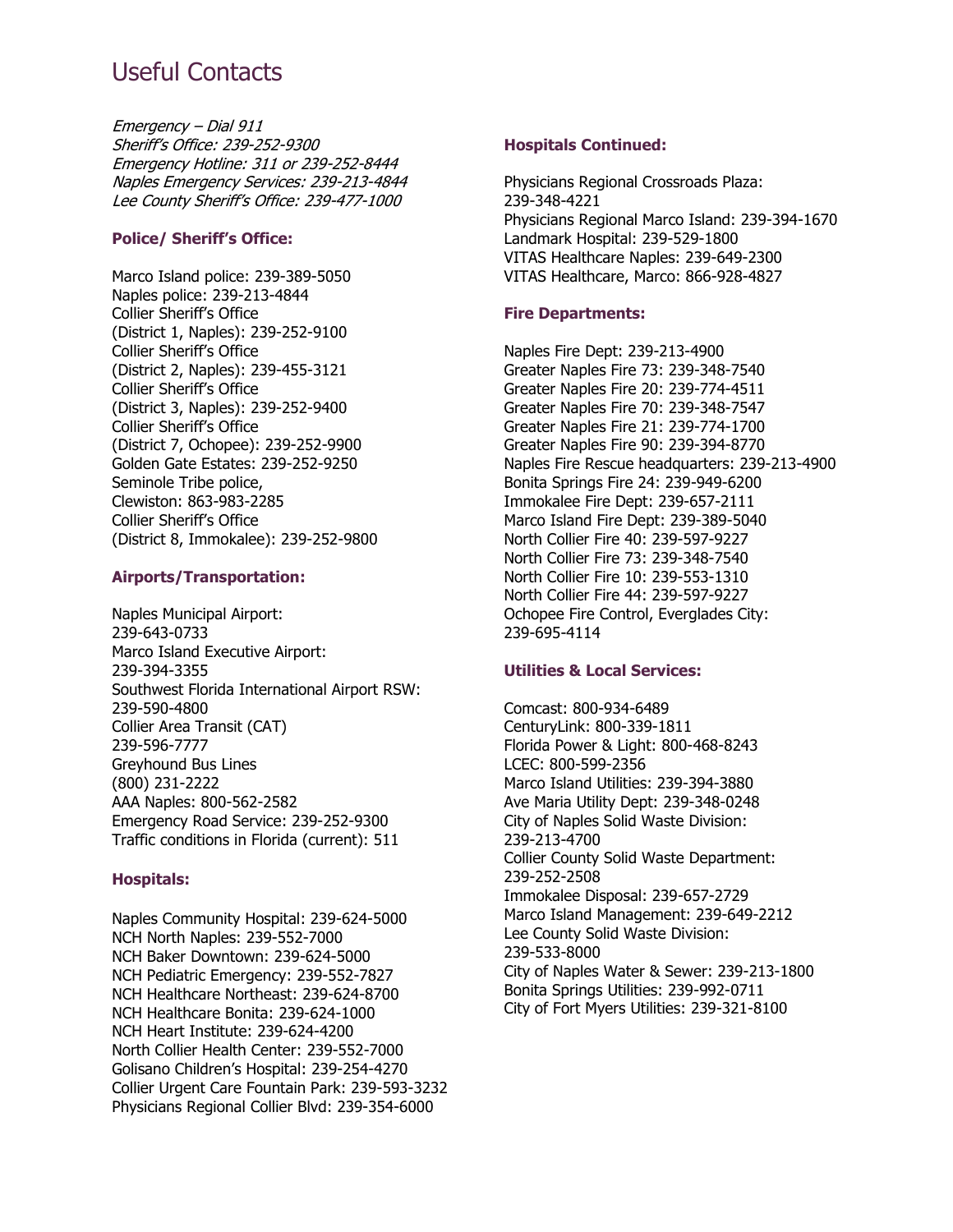# Useful Contacts

*Emergency – Dial 911*
*Sheriff's Office: 239-252-9300*
*Emergency Hotline: 311 or 239-252-8444*
*Naples Emergency Services: 239-213-4844*
*Lee County Sheriff's Office: 239-477-1000*

### Police/ Sheriff's Office:

Marco Island police: 239-389-5050
Naples police: 239-213-4844
Collier Sheriff's Office
(District 1, Naples): 239-252-9100
Collier Sheriff's Office
(District 2, Naples): 239-455-3121
Collier Sheriff's Office
(District 3, Naples): 239-252-9400
Collier Sheriff's Office
(District 7, Ochopee): 239-252-9900
Golden Gate Estates: 239-252-9250
Seminole Tribe police,
Clewiston: 863-983-2285
Collier Sheriff's Office
(District 8, Immokalee): 239-252-9800

### Airports/Transportation:

Naples Municipal Airport:
239-643-0733
Marco Island Executive Airport:
239-394-3355
Southwest Florida International Airport RSW:
239-590-4800
Collier Area Transit (CAT)
239-596-7777
Greyhound Bus Lines
(800) 231-2222
AAA Naples: 800-562-2582
Emergency Road Service: 239-252-9300
Traffic conditions in Florida (current): 511

### Hospitals:

Naples Community Hospital: 239-624-5000
NCH North Naples: 239-552-7000
NCH Baker Downtown: 239-624-5000
NCH Pediatric Emergency: 239-552-7827
NCH Healthcare Northeast: 239-624-8700
NCH Healthcare Bonita: 239-624-1000
NCH Heart Institute: 239-624-4200
North Collier Health Center: 239-552-7000
Golisano Children's Hospital: 239-254-4270
Collier Urgent Care Fountain Park: 239-593-3232
Physicians Regional Collier Blvd: 239-354-6000

### Hospitals Continued:

Physicians Regional Crossroads Plaza:
239-348-4221
Physicians Regional Marco Island: 239-394-1670
Landmark Hospital: 239-529-1800
VITAS Healthcare Naples: 239-649-2300
VITAS Healthcare, Marco: 866-928-4827

### Fire Departments:

Naples Fire Dept: 239-213-4900
Greater Naples Fire 73: 239-348-7540
Greater Naples Fire 20: 239-774-4511
Greater Naples Fire 70: 239-348-7547
Greater Naples Fire 21: 239-774-1700
Greater Naples Fire 90: 239-394-8770
Naples Fire Rescue headquarters: 239-213-4900
Bonita Springs Fire 24: 239-949-6200
Immokalee Fire Dept: 239-657-2111
Marco Island Fire Dept: 239-389-5040
North Collier Fire 40: 239-597-9227
North Collier Fire 73: 239-348-7540
North Collier Fire 10: 239-553-1310
North Collier Fire 44: 239-597-9227
Ochopee Fire Control, Everglades City:
239-695-4114

### Utilities & Local Services:

Comcast: 800-934-6489
CenturyLink: 800-339-1811
Florida Power & Light: 800-468-8243
LCEC: 800-599-2356
Marco Island Utilities: 239-394-3880
Ave Maria Utility Dept: 239-348-0248
City of Naples Solid Waste Division:
239-213-4700
Collier County Solid Waste Department:
239-252-2508
Immokalee Disposal: 239-657-2729
Marco Island Management: 239-649-2212
Lee County Solid Waste Division:
239-533-8000
City of Naples Water & Sewer: 239-213-1800
Bonita Springs Utilities: 239-992-0711
City of Fort Myers Utilities: 239-321-8100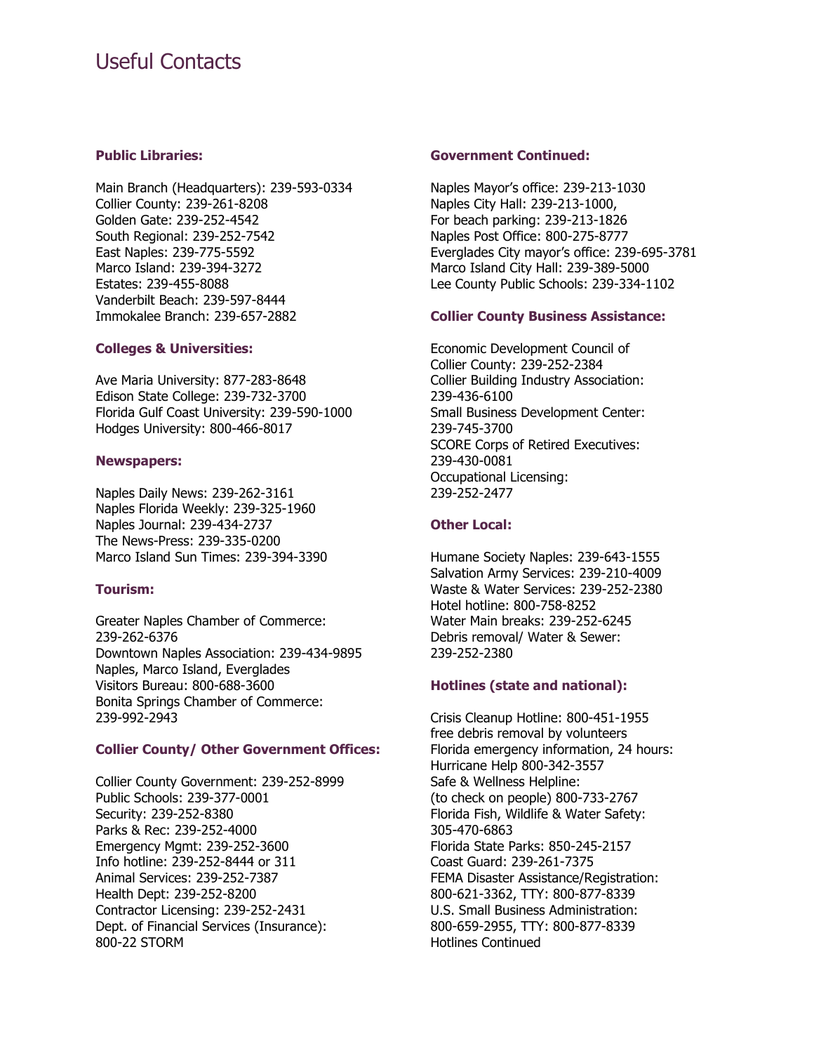# Useful Contacts

**Public Libraries:**

Main Branch (Headquarters): 239-593-0334
Collier County: 239-261-8208
Golden Gate: 239-252-4542
South Regional: 239-252-7542
East Naples: 239-775-5592
Marco Island: 239-394-3272
Estates: 239-455-8088
Vanderbilt Beach: 239-597-8444
Immokalee Branch: 239-657-2882

**Colleges & Universities:**

Ave Maria University: 877-283-8648
Edison State College: 239-732-3700
Florida Gulf Coast University: 239-590-1000
Hodges University: 800-466-8017

**Newspapers:**

Naples Daily News: 239-262-3161
Naples Florida Weekly: 239-325-1960
Naples Journal: 239-434-2737
The News-Press: 239-335-0200
Marco Island Sun Times: 239-394-3390

**Tourism:**

Greater Naples Chamber of Commerce: 239-262-6376
Downtown Naples Association: 239-434-9895
Naples, Marco Island, Everglades Visitors Bureau: 800-688-3600
Bonita Springs Chamber of Commerce: 239-992-2943

**Collier County/ Other Government Offices:**

Collier County Government: 239-252-8999
Public Schools: 239-377-0001
Security: 239-252-8380
Parks & Rec: 239-252-4000
Emergency Mgmt: 239-252-3600
Info hotline: 239-252-8444 or 311
Animal Services: 239-252-7387
Health Dept: 239-252-8200
Contractor Licensing: 239-252-2431
Dept. of Financial Services (Insurance): 800-22 STORM

**Government Continued:**

Naples Mayor's office: 239-213-1030
Naples City Hall: 239-213-1000,
For beach parking: 239-213-1826
Naples Post Office: 800-275-8777
Everglades City mayor's office: 239-695-3781
Marco Island City Hall: 239-389-5000
Lee County Public Schools: 239-334-1102

**Collier County Business Assistance:**

Economic Development Council of Collier County: 239-252-2384
Collier Building Industry Association: 239-436-6100
Small Business Development Center: 239-745-3700
SCORE Corps of Retired Executives: 239-430-0081
Occupational Licensing: 239-252-2477

**Other Local:**

Humane Society Naples: 239-643-1555
Salvation Army Services: 239-210-4009
Waste & Water Services: 239-252-2380
Hotel hotline: 800-758-8252
Water Main breaks: 239-252-6245
Debris removal/ Water & Sewer: 239-252-2380

**Hotlines (state and national):**

Crisis Cleanup Hotline: 800-451-1955
free debris removal by volunteers
Florida emergency information, 24 hours: Hurricane Help 800-342-3557
Safe & Wellness Helpline: (to check on people) 800-733-2767
Florida Fish, Wildlife & Water Safety: 305-470-6863
Florida State Parks: 850-245-2157
Coast Guard: 239-261-7375
FEMA Disaster Assistance/Registration: 800-621-3362, TTY: 800-877-8339
U.S. Small Business Administration: 800-659-2955, TTY: 800-877-8339
Hotlines Continued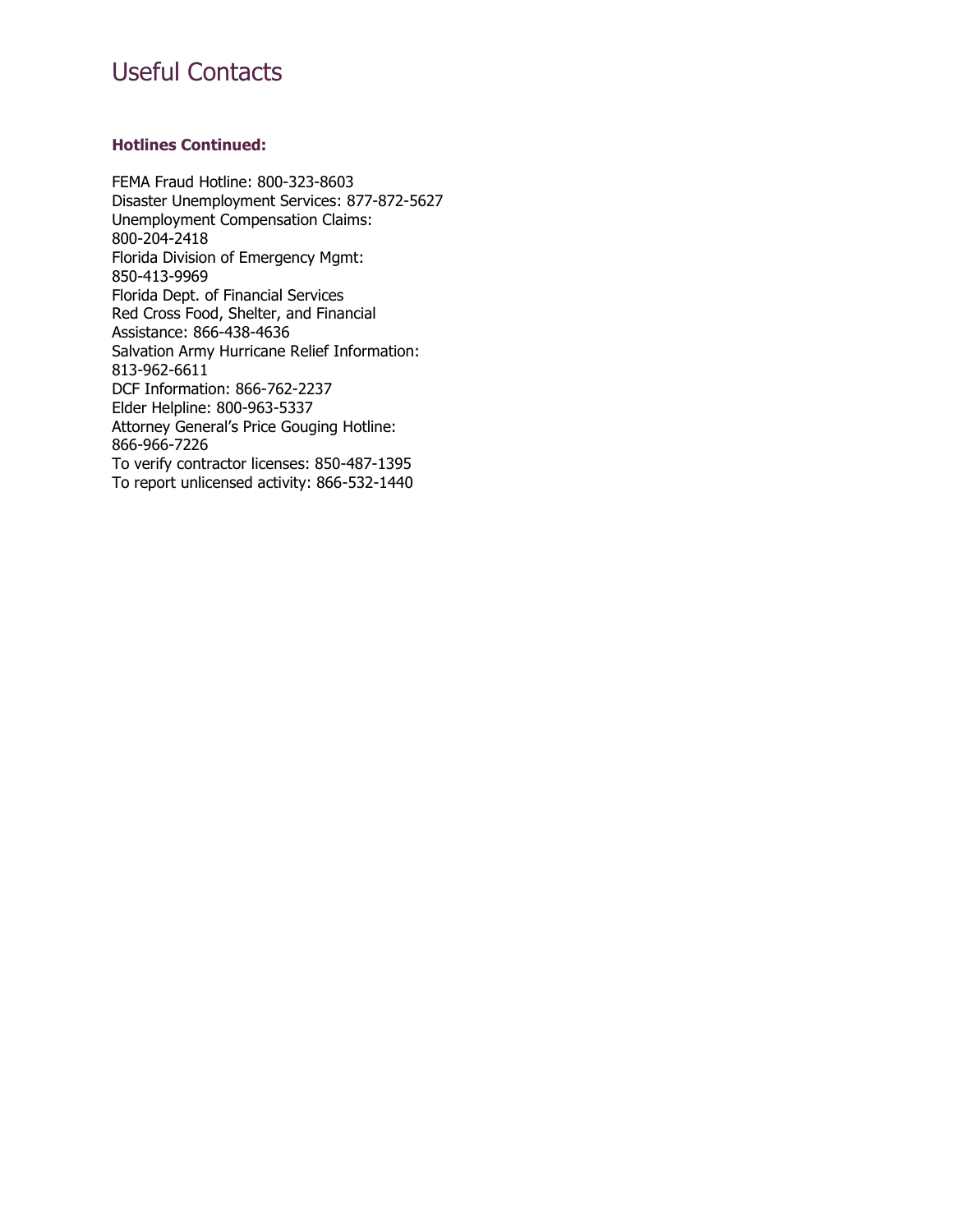# Useful Contacts

**Hotlines Continued:**

FEMA Fraud Hotline: 800-323-8603
Disaster Unemployment Services: 877-872-5627
Unemployment Compensation Claims:
800-204-2418
Florida Division of Emergency Mgmt:
850-413-9969
Florida Dept. of Financial Services
Red Cross Food, Shelter, and Financial
Assistance: 866-438-4636
Salvation Army Hurricane Relief Information:
813-962-6611
DCF Information: 866-762-2237
Elder Helpline: 800-963-5337
Attorney General's Price Gouging Hotline:
866-966-7226
To verify contractor licenses: 850-487-1395
To report unlicensed activity: 866-532-1440